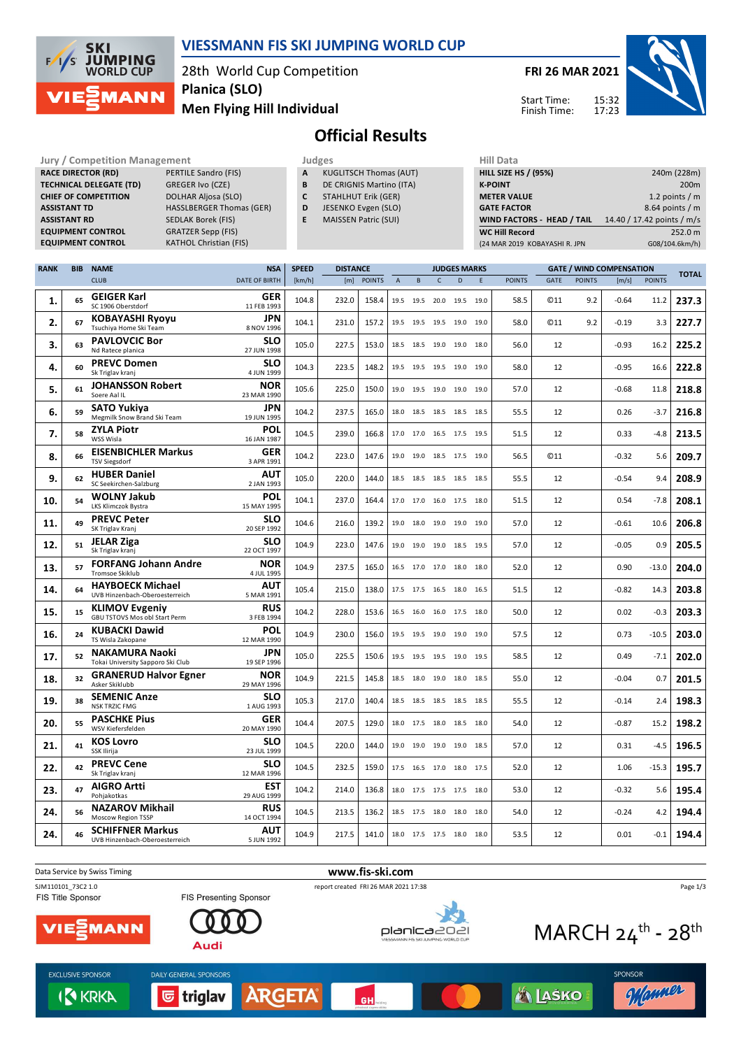# VIESSMANN FIS SKI JUMPING WORLD CUP

28th World Cup Competition
Planica (SLO)
Men Flying Hill Individual

FRI 26 MAR 2021

Start Time: 15:32
Finish Time: 17:23

## Official Results

| Jury / Competition Management | |
|---|---|
| RACE DIRECTOR (RD) | PERTILE Sandro (FIS) |
| TECHNICAL DELEGATE (TD) | GREGER Ivo (CZE) |
| CHIEF OF COMPETITION | DOLHAR Aljosa (SLO) |
| ASSISTANT TD | HASSLBERGER Thomas (GER) |
| ASSISTANT RD | SEDLAK Borek (FIS) |
| EQUIPMENT CONTROL | GRATZER Sepp (FIS) |
| EQUIPMENT CONTROL | KATHOL Christian (FIS) |

| Judges | |
|---|---|
| A | KUGLITSCH Thomas (AUT) |
| B | DE CRIGNIS Martino (ITA) |
| C | STAHLHUT Erik (GER) |
| D | JESENKO Evgen (SLO) |
| E | MAISSEN Patric (SUI) |

| Hill Data | |
|---|---|
| HILL SIZE HS / (95%) | 240m (228m) |
| K-POINT | 200m |
| METER VALUE | 1.2 points / m |
| GATE FACTOR | 8.64 points / m |
| WIND FACTORS - HEAD / TAIL | 14.40 / 17.42 points / m/s |
| WC Hill Record | 252.0 m |
| (24 MAR 2019 KOBAYASHI R. JPN | G08/104.6km/h) |

| RANK | BIB | NAME / CLUB | NSA / DATE OF BIRTH | SPEED [km/h] | DISTANCE [m] | DISTANCE POINTS | A | B | C | D | E | JUDGES POINTS | GATE | GATE POINTS | WIND [m/s] | WIND POINTS | TOTAL |
|---|---|---|---|---|---|---|---|---|---|---|---|---|---|---|---|---|---|
| 1. | 65 | GEIGER Karl / SC 1906 Oberstdorf | GER / 11 FEB 1993 | 104.8 | 232.0 | 158.4 | 19.5 | 19.5 | 20.0 | 19.5 | 19.0 | 58.5 | ©11 | 9.2 | -0.64 | 11.2 | 237.3 |
| 2. | 67 | KOBAYASHI Ryoyu / Tsuchiya Home Ski Team | JPN / 8 NOV 1996 | 104.1 | 231.0 | 157.2 | 19.5 | 19.5 | 19.5 | 19.0 | 19.0 | 58.0 | ©11 | 9.2 | -0.19 | 3.3 | 227.7 |
| 3. | 63 | PAVLOVCIC Bor / Nd Ratece planica | SLO / 27 JUN 1998 | 105.0 | 227.5 | 153.0 | 18.5 | 18.5 | 19.0 | 19.0 | 18.0 | 56.0 | 12 | | -0.93 | 16.2 | 225.2 |
| 4. | 60 | PREVC Domen / Sk Triglav kranj | SLO / 4 JUN 1999 | 104.3 | 223.5 | 148.2 | 19.5 | 19.5 | 19.5 | 19.0 | 19.0 | 58.0 | 12 | | -0.95 | 16.6 | 222.8 |
| 5. | 61 | JOHANSSON Robert / Soere Aal IL | NOR / 23 MAR 1990 | 105.6 | 225.0 | 150.0 | 19.0 | 19.5 | 19.0 | 19.0 | 19.0 | 57.0 | 12 | | -0.68 | 11.8 | 218.8 |
| 6. | 59 | SATO Yukiya / Megmilk Snow Brand Ski Team | JPN / 19 JUN 1995 | 104.2 | 237.5 | 165.0 | 18.0 | 18.5 | 18.5 | 18.5 | 18.5 | 55.5 | 12 | | 0.26 | -3.7 | 216.8 |
| 7. | 58 | ZYLA Piotr / WSS Wisla | POL / 16 JAN 1987 | 104.5 | 239.0 | 166.8 | 17.0 | 17.0 | 16.5 | 17.5 | 19.5 | 51.5 | 12 | | 0.33 | -4.8 | 213.5 |
| 8. | 66 | EISENBICHLER Markus / TSV Siegsdorf | GER / 3 APR 1991 | 104.2 | 223.0 | 147.6 | 19.0 | 19.0 | 18.5 | 17.5 | 19.0 | 56.5 | ©11 | | -0.32 | 5.6 | 209.7 |
| 9. | 62 | HUBER Daniel / SC Seekirchen-Salzburg | AUT / 2 JAN 1993 | 105.0 | 220.0 | 144.0 | 18.5 | 18.5 | 18.5 | 18.5 | 18.5 | 55.5 | 12 | | -0.54 | 9.4 | 208.9 |
| 10. | 54 | WOLNY Jakub / LKS Klimczok Bystra | POL / 15 MAY 1995 | 104.1 | 237.0 | 164.4 | 17.0 | 17.0 | 16.0 | 17.5 | 18.0 | 51.5 | 12 | | 0.54 | -7.8 | 208.1 |
| 11. | 49 | PREVC Peter / SK Triglav Kranj | SLO / 20 SEP 1992 | 104.6 | 216.0 | 139.2 | 19.0 | 18.0 | 19.0 | 19.0 | 19.0 | 57.0 | 12 | | -0.61 | 10.6 | 206.8 |
| 12. | 51 | JELAR Ziga / Sk Triglav kranj | SLO / 22 OCT 1997 | 104.9 | 223.0 | 147.6 | 19.0 | 19.0 | 19.0 | 18.5 | 19.5 | 57.0 | 12 | | -0.05 | 0.9 | 205.5 |
| 13. | 57 | FORFANG Johann Andre / Tromsoe Skiklub | NOR / 4 JUL 1995 | 104.9 | 237.5 | 165.0 | 16.5 | 17.0 | 17.0 | 18.0 | 18.0 | 52.0 | 12 | | 0.90 | -13.0 | 204.0 |
| 14. | 64 | HAYBOECK Michael / UVB Hinzenbach-Oberoesterreich | AUT / 5 MAR 1991 | 105.4 | 215.0 | 138.0 | 17.5 | 17.5 | 16.5 | 18.0 | 16.5 | 51.5 | 12 | | -0.82 | 14.3 | 203.8 |
| 15. | 15 | KLIMOV Evgeniy / GBU TSTOVS Mos obl Start Perm | RUS / 3 FEB 1994 | 104.2 | 228.0 | 153.6 | 16.5 | 16.0 | 16.0 | 17.5 | 18.0 | 50.0 | 12 | | 0.02 | -0.3 | 203.3 |
| 16. | 24 | KUBACKI Dawid / TS Wisla Zakopane | POL / 12 MAR 1990 | 104.9 | 230.0 | 156.0 | 19.5 | 19.5 | 19.0 | 19.0 | 19.0 | 57.5 | 12 | | 0.73 | -10.5 | 203.0 |
| 17. | 52 | NAKAMURA Naoki / Tokai University Sapporo Ski Club | JPN / 19 SEP 1996 | 105.0 | 225.5 | 150.6 | 19.5 | 19.5 | 19.5 | 19.0 | 19.5 | 58.5 | 12 | | 0.49 | -7.1 | 202.0 |
| 18. | 32 | GRANERUD Halvor Egner / Asker Skiklubb | NOR / 29 MAY 1996 | 104.9 | 221.5 | 145.8 | 18.5 | 18.0 | 19.0 | 18.0 | 18.5 | 55.0 | 12 | | -0.04 | 0.7 | 201.5 |
| 19. | 38 | SEMENIC Anze / NSK TRZIC FMG | SLO / 1 AUG 1993 | 105.3 | 217.0 | 140.4 | 18.5 | 18.5 | 18.5 | 18.5 | 18.5 | 55.5 | 12 | | -0.14 | 2.4 | 198.3 |
| 20. | 55 | PASCHKE Pius / WSV Kiefersfelden | GER / 20 MAY 1990 | 104.4 | 207.5 | 129.0 | 18.0 | 17.5 | 18.0 | 18.5 | 18.0 | 54.0 | 12 | | -0.87 | 15.2 | 198.2 |
| 21. | 41 | KOS Lovro / SSK Ilirija | SLO / 23 JUL 1999 | 104.5 | 220.0 | 144.0 | 19.0 | 19.0 | 19.0 | 19.0 | 18.5 | 57.0 | 12 | | 0.31 | -4.5 | 196.5 |
| 22. | 42 | PREVC Cene / Sk Triglav kranj | SLO / 12 MAR 1996 | 104.5 | 232.5 | 159.0 | 17.5 | 16.5 | 17.0 | 18.0 | 17.5 | 52.0 | 12 | | 1.06 | -15.3 | 195.7 |
| 23. | 47 | AIGRO Artti / Pohjakotkas | EST / 29 AUG 1999 | 104.2 | 214.0 | 136.8 | 18.0 | 17.5 | 17.5 | 17.5 | 18.0 | 53.0 | 12 | | -0.32 | 5.6 | 195.4 |
| 24. | 56 | NAZAROV Mikhail / Moscow Region TSSP | RUS / 14 OCT 1994 | 104.5 | 213.5 | 136.2 | 18.5 | 17.5 | 18.0 | 18.0 | 18.0 | 54.0 | 12 | | -0.24 | 4.2 | 194.4 |
| 24. | 46 | SCHIFFNER Markus / UVB Hinzenbach-Oberoesterreich | AUT / 5 JUN 1992 | 104.9 | 217.5 | 141.0 | 18.0 | 17.5 | 17.5 | 18.0 | 18.0 | 53.5 | 12 | | 0.01 | -0.1 | 194.4 |

Data Service by Swiss Timing — www.fis-ski.com

SJM110101_73C2 1.0 — report created FRI 26 MAR 2021 17:38

FIS Title Sponsor: VIESSMANN — FIS Presenting Sponsor: Audi — planica2021 — MARCH 24th - 28th

EXCLUSIVE SPONSOR: KRKA — DAILY GENERAL SPONSORS: triglav, ARGETA, GH, Mastercard, LAŠKO — SPONSOR: Manner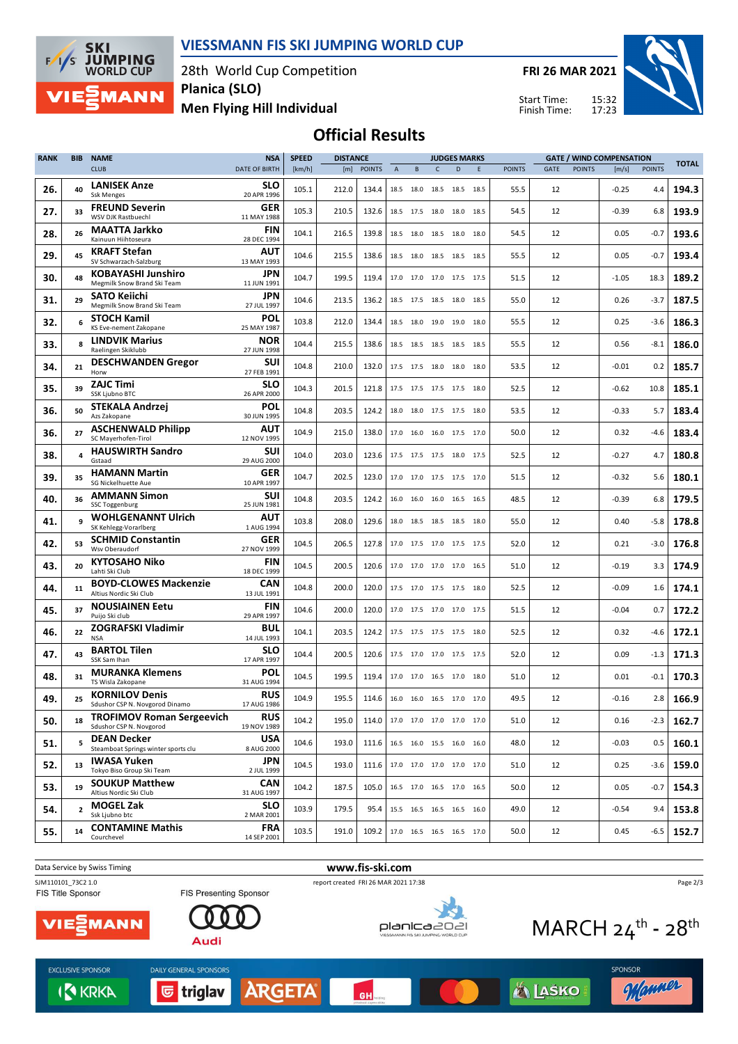# VIESSMANN FIS SKI JUMPING WORLD CUP

28th World Cup Competition
**Planica (SLO)**
**Men Flying Hill Individual**

**FRI 26 MAR 2021**

Start Time: 15:32
Finish Time: 17:23

## Official Results

| RANK | BIB | NAME / CLUB | NSA / DATE OF BIRTH | SPEED [km/h] | DISTANCE [m] | DISTANCE POINTS | A | B | C | D | E | JUDGES POINTS | GATE | GATE POINTS | WIND [m/s] | WIND POINTS | TOTAL |
|---|---|---|---|---|---|---|---|---|---|---|---|---|---|---|---|---|---|
| 26. | 40 | **LANISEK Anze** Ssk Menges | **SLO** 20 APR 1996 | 105.1 | 212.0 | 134.4 | 18.5 | 18.0 | 18.5 | 18.5 | 18.5 | 55.5 | 12 | | -0.25 | 4.4 | **194.3** |
| 27. | 33 | **FREUND Severin** WSV DJK Rastbuechl | **GER** 11 MAY 1988 | 105.3 | 210.5 | 132.6 | 18.5 | 17.5 | 18.0 | 18.0 | 18.5 | 54.5 | 12 | | -0.39 | 6.8 | **193.9** |
| 28. | 26 | **MAATTA Jarkko** Kainuun Hiihtoseura | **FIN** 28 DEC 1994 | 104.1 | 216.5 | 139.8 | 18.5 | 18.0 | 18.5 | 18.0 | 18.0 | 54.5 | 12 | | 0.05 | -0.7 | **193.6** |
| 29. | 45 | **KRAFT Stefan** SV Schwarzach-Salzburg | **AUT** 13 MAY 1993 | 104.6 | 215.5 | 138.6 | 18.5 | 18.0 | 18.5 | 18.5 | 18.5 | 55.5 | 12 | | 0.05 | -0.7 | **193.4** |
| 30. | 48 | **KOBAYASHI Junshiro** Megmilk Snow Brand Ski Team | **JPN** 11 JUN 1991 | 104.7 | 199.5 | 119.4 | 17.0 | 17.0 | 17.0 | 17.5 | 17.5 | 51.5 | 12 | | -1.05 | 18.3 | **189.2** |
| 31. | 29 | **SATO Keiichi** Megmilk Snow Brand Ski Team | **JPN** 27 JUL 1997 | 104.6 | 213.5 | 136.2 | 18.5 | 17.5 | 18.5 | 18.0 | 18.5 | 55.0 | 12 | | 0.26 | -3.7 | **187.5** |
| 32. | 6 | **STOCH Kamil** KS Eve-nement Zakopane | **POL** 25 MAY 1987 | 103.8 | 212.0 | 134.4 | 18.5 | 18.0 | 19.0 | 19.0 | 18.0 | 55.5 | 12 | | 0.25 | -3.6 | **186.3** |
| 33. | 8 | **LINDVIK Marius** Raelingen Skiklubb | **NOR** 27 JUN 1998 | 104.4 | 215.5 | 138.6 | 18.5 | 18.5 | 18.5 | 18.5 | 18.5 | 55.5 | 12 | | 0.56 | -8.1 | **186.0** |
| 34. | 21 | **DESCHWANDEN Gregor** Horw | **SUI** 27 FEB 1991 | 104.8 | 210.0 | 132.0 | 17.5 | 17.5 | 18.0 | 18.0 | 18.0 | 53.5 | 12 | | -0.01 | 0.2 | **185.7** |
| 35. | 39 | **ZAJC Timi** SSK Ljubno BTC | **SLO** 26 APR 2000 | 104.3 | 201.5 | 121.8 | 17.5 | 17.5 | 17.5 | 17.5 | 18.0 | 52.5 | 12 | | -0.62 | 10.8 | **185.1** |
| 36. | 50 | **STEKALA Andrzej** Azs Zakopane | **POL** 30 JUN 1995 | 104.8 | 203.5 | 124.2 | 18.0 | 18.0 | 17.5 | 17.5 | 18.0 | 53.5 | 12 | | -0.33 | 5.7 | **183.4** |
| 36. | 27 | **ASCHENWALD Philipp** SC Mayerhofen-Tirol | **AUT** 12 NOV 1995 | 104.9 | 215.0 | 138.0 | 17.0 | 16.0 | 16.0 | 17.5 | 17.0 | 50.0 | 12 | | 0.32 | -4.6 | **183.4** |
| 38. | 4 | **HAUSWIRTH Sandro** Gstaad | **SUI** 29 AUG 2000 | 104.0 | 203.0 | 123.6 | 17.5 | 17.5 | 17.5 | 18.0 | 17.5 | 52.5 | 12 | | -0.27 | 4.7 | **180.8** |
| 39. | 35 | **HAMANN Martin** SG Nickelhuette Aue | **GER** 10 APR 1997 | 104.7 | 202.5 | 123.0 | 17.0 | 17.0 | 17.5 | 17.5 | 17.0 | 51.5 | 12 | | -0.32 | 5.6 | **180.1** |
| 40. | 36 | **AMMANN Simon** SSC Toggenburg | **SUI** 25 JUN 1981 | 104.8 | 203.5 | 124.2 | 16.0 | 16.0 | 16.0 | 16.5 | 16.5 | 48.5 | 12 | | -0.39 | 6.8 | **179.5** |
| 41. | 9 | **WOHLGENANNT Ulrich** SK Kehlegg-Vorarlberg | **AUT** 1 AUG 1994 | 103.8 | 208.0 | 129.6 | 18.0 | 18.5 | 18.5 | 18.5 | 18.0 | 55.0 | 12 | | 0.40 | -5.8 | **178.8** |
| 42. | 53 | **SCHMID Constantin** Wsv Oberaudorf | **GER** 27 NOV 1999 | 104.5 | 206.5 | 127.8 | 17.0 | 17.5 | 17.0 | 17.5 | 17.5 | 52.0 | 12 | | 0.21 | -3.0 | **176.8** |
| 43. | 20 | **KYTOSAHO Niko** Lahti Ski Club | **FIN** 18 DEC 1999 | 104.5 | 200.5 | 120.6 | 17.0 | 17.0 | 17.0 | 17.0 | 16.5 | 51.0 | 12 | | -0.19 | 3.3 | **174.9** |
| 44. | 11 | **BOYD-CLOWES Mackenzie** Altius Nordic Ski Club | **CAN** 13 JUL 1991 | 104.8 | 200.0 | 120.0 | 17.5 | 17.0 | 17.5 | 17.5 | 18.0 | 52.5 | 12 | | -0.09 | 1.6 | **174.1** |
| 45. | 37 | **NOUSIAINEN Eetu** Puijo Ski club | **FIN** 29 APR 1997 | 104.6 | 200.0 | 120.0 | 17.0 | 17.5 | 17.0 | 17.0 | 17.5 | 51.5 | 12 | | -0.04 | 0.7 | **172.2** |
| 46. | 22 | **ZOGRAFSKI Vladimir** NSA | **BUL** 14 JUL 1993 | 104.1 | 203.5 | 124.2 | 17.5 | 17.5 | 17.5 | 17.5 | 18.0 | 52.5 | 12 | | 0.32 | -4.6 | **172.1** |
| 47. | 43 | **BARTOL Tilen** SSK Sam Ihan | **SLO** 17 APR 1997 | 104.4 | 200.5 | 120.6 | 17.5 | 17.0 | 17.0 | 17.5 | 17.5 | 52.0 | 12 | | 0.09 | -1.3 | **171.3** |
| 48. | 31 | **MURANKA Klemens** TS Wisla Zakopane | **POL** 31 AUG 1994 | 104.5 | 199.5 | 119.4 | 17.0 | 17.0 | 16.5 | 17.0 | 18.0 | 51.0 | 12 | | 0.01 | -0.1 | **170.3** |
| 49. | 25 | **KORNILOV Denis** Sdushor CSP N. Novgorod Dinamo | **RUS** 17 AUG 1986 | 104.9 | 195.5 | 114.6 | 16.0 | 16.0 | 16.5 | 17.0 | 17.0 | 49.5 | 12 | | -0.16 | 2.8 | **166.9** |
| 50. | 18 | **TROFIMOV Roman Sergeevich** Sdushor CSP N. Novgorod | **RUS** 19 NOV 1989 | 104.2 | 195.0 | 114.0 | 17.0 | 17.0 | 17.0 | 17.0 | 17.0 | 51.0 | 12 | | 0.16 | -2.3 | **162.7** |
| 51. | 5 | **DEAN Decker** Steamboat Springs winter sports clu | **USA** 8 AUG 2000 | 104.6 | 193.0 | 111.6 | 16.5 | 16.0 | 15.5 | 16.0 | 16.0 | 48.0 | 12 | | -0.03 | 0.5 | **160.1** |
| 52. | 13 | **IWASA Yuken** Tokyo Biso Group Ski Team | **JPN** 2 JUL 1999 | 104.5 | 193.0 | 111.6 | 17.0 | 17.0 | 17.0 | 17.0 | 17.0 | 51.0 | 12 | | 0.25 | -3.6 | **159.0** |
| 53. | 19 | **SOUKUP Matthew** Altius Nordic Ski Club | **CAN** 31 AUG 1997 | 104.2 | 187.5 | 105.0 | 16.5 | 17.0 | 16.5 | 17.0 | 16.5 | 50.0 | 12 | | 0.05 | -0.7 | **154.3** |
| 54. | 2 | **MOGEL Zak** Ssk Ljubno btc | **SLO** 2 MAR 2001 | 103.9 | 179.5 | 95.4 | 15.5 | 16.5 | 16.5 | 16.5 | 16.0 | 49.0 | 12 | | -0.54 | 9.4 | **153.8** |
| 55. | 14 | **CONTAMINE Mathis** Courchevel | **FRA** 14 SEP 2001 | 103.5 | 191.0 | 109.2 | 17.0 | 16.5 | 16.5 | 16.5 | 17.0 | 50.0 | 12 | | 0.45 | -6.5 | **152.7** |

Data Service by Swiss Timing — www.fis-ski.com

SJM110101_73C2 1.0 — report created FRI 26 MAR 2021 17:38

FIS Title Sponsor: VIESSMANN — FIS Presenting Sponsor: Audi — planica2021 — MARCH $24^{th}$ - $28^{th}$

EXCLUSIVE SPONSOR: KRKA — DAILY GENERAL SPONSORS: triglav, ARGETA, GH, Mastercard, LAŠKO — SPONSOR: Manner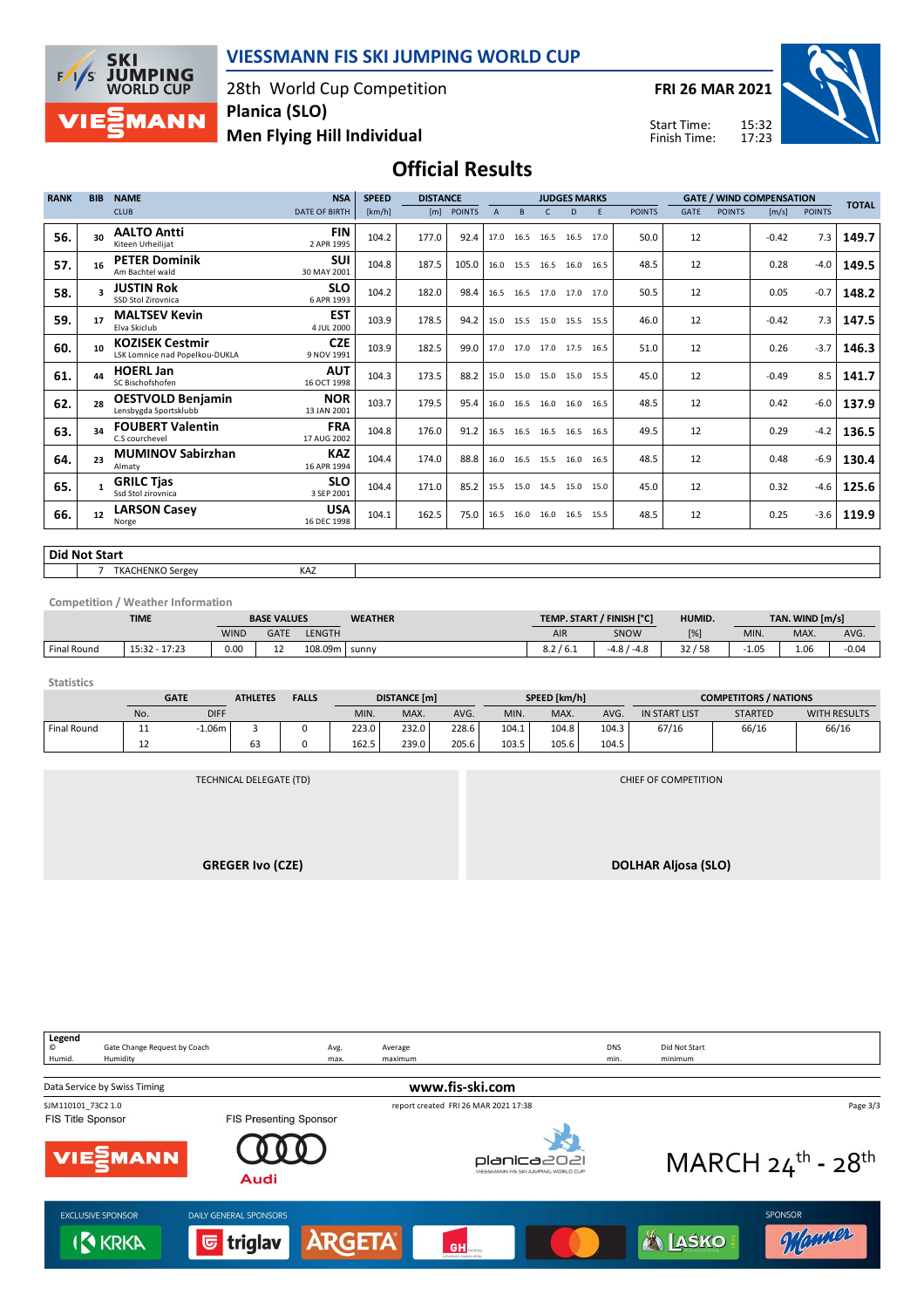# VIESSMANN FIS SKI JUMPING WORLD CUP

28th World Cup Competition
Planica (SLO)
Men Flying Hill Individual

FRI 26 MAR 2021

Start Time: 15:32
Finish Time: 17:23

## Official Results

| RANK | BIB | NAME / CLUB | NSA / DATE OF BIRTH | SPEED [km/h] | DISTANCE [m] | DISTANCE POINTS | A | B | C | D | E | JUDGES POINTS | GATE | GATE POINTS | WIND [m/s] | WIND POINTS | TOTAL |
|---|---|---|---|---|---|---|---|---|---|---|---|---|---|---|---|---|---|
| 56. | 30 | **AALTO Antti** Kiteen Urheilijat | **FIN** 2 APR 1995 | 104.2 | 177.0 | 92.4 | 17.0 | 16.5 | 16.5 | 16.5 | 17.0 | 50.0 | 12 | | -0.42 | 7.3 | **149.7** |
| 57. | 16 | **PETER Dominik** Am Bachtel wald | **SUI** 30 MAY 2001 | 104.8 | 187.5 | 105.0 | 16.0 | 15.5 | 16.5 | 16.0 | 16.5 | 48.5 | 12 | | 0.28 | -4.0 | **149.5** |
| 58. | 3 | **JUSTIN Rok** SSD Stol Zirovnica | **SLO** 6 APR 1993 | 104.2 | 182.0 | 98.4 | 16.5 | 16.5 | 17.0 | 17.0 | 17.0 | 50.5 | 12 | | 0.05 | -0.7 | **148.2** |
| 59. | 17 | **MALTSEV Kevin** Elva Skiclub | **EST** 4 JUL 2000 | 103.9 | 178.5 | 94.2 | 15.0 | 15.5 | 15.0 | 15.5 | 15.5 | 46.0 | 12 | | -0.42 | 7.3 | **147.5** |
| 60. | 10 | **KOZISEK Cestmir** LSK Lomnice nad Popelkou-DUKLA | **CZE** 9 NOV 1991 | 103.9 | 182.5 | 99.0 | 17.0 | 17.0 | 17.0 | 17.5 | 16.5 | 51.0 | 12 | | 0.26 | -3.7 | **146.3** |
| 61. | 44 | **HOERL Jan** SC Bischofshofen | **AUT** 16 OCT 1998 | 104.3 | 173.5 | 88.2 | 15.0 | 15.0 | 15.0 | 15.0 | 15.5 | 45.0 | 12 | | -0.49 | 8.5 | **141.7** |
| 62. | 28 | **OESTVOLD Benjamin** Lensbygda Sportsklubb | **NOR** 13 JAN 2001 | 103.7 | 179.5 | 95.4 | 16.0 | 16.5 | 16.0 | 16.0 | 16.5 | 48.5 | 12 | | 0.42 | -6.0 | **137.9** |
| 63. | 34 | **FOUBERT Valentin** C.S courchevel | **FRA** 17 AUG 2002 | 104.8 | 176.0 | 91.2 | 16.5 | 16.5 | 16.5 | 16.5 | 16.5 | 49.5 | 12 | | 0.29 | -4.2 | **136.5** |
| 64. | 23 | **MUMINOV Sabirzhan** Almaty | **KAZ** 16 APR 1994 | 104.4 | 174.0 | 88.8 | 16.0 | 16.5 | 15.5 | 16.0 | 16.5 | 48.5 | 12 | | 0.48 | -6.9 | **130.4** |
| 65. | 1 | **GRILC Tjas** Ssd Stol zirovnica | **SLO** 3 SEP 2001 | 104.4 | 171.0 | 85.2 | 15.5 | 15.0 | 14.5 | 15.0 | 15.0 | 45.0 | 12 | | 0.32 | -4.6 | **125.6** |
| 66. | 12 | **LARSON Casey** Norge | **USA** 16 DEC 1998 | 104.1 | 162.5 | 75.0 | 16.5 | 16.0 | 16.0 | 16.5 | 15.5 | 48.5 | 12 | | 0.25 | -3.6 | **119.9** |

**Did Not Start**

| BIB | NAME | NSA |
|---|---|---|
| 7 | TKACHENKO Sergey | KAZ |

### Competition / Weather Information

| | TIME | BASE VALUES WIND | BASE VALUES GATE | BASE VALUES LENGTH | WEATHER | TEMP. START / FINISH [°C] AIR | SNOW | HUMID. [%] | TAN. WIND [m/s] MIN. | MAX. | AVG. |
|---|---|---|---|---|---|---|---|---|---|---|---|
| Final Round | 15:32 - 17:23 | 0.00 | 12 | 108.09m | sunny | 8.2 / 6.1 | -4.8 / -4.8 | 32 / 58 | -1.05 | 1.06 | -0.04 |

### Statistics

| | GATE No. | GATE DIFF | ATHLETES | FALLS | DISTANCE [m] MIN. | MAX. | AVG. | SPEED [km/h] MIN. | MAX. | AVG. | IN START LIST | STARTED | WITH RESULTS |
|---|---|---|---|---|---|---|---|---|---|---|---|---|---|
| Final Round | 11 | -1.06m | 3 | 0 | 223.0 | 232.0 | 228.6 | 104.1 | 104.8 | 104.3 | 67/16 | 66/16 | 66/16 |
| | 12 | | 63 | 0 | 162.5 | 239.0 | 205.6 | 103.5 | 105.6 | 104.5 | | | |

| TECHNICAL DELEGATE (TD) | CHIEF OF COMPETITION |
|---|---|
| **GREGER Ivo (CZE)** | **DOLHAR Aljosa (SLO)** |

**Legend**

| | | | | | |
|---|---|---|---|---|---|
| © | Gate Change Request by Coach | Avg. | Average | DNS | Did Not Start |
| Humid. | Humidity | max. | maximum | min. | minimum |

Data Service by Swiss Timing

www.fis-ski.com

SJM110101_73C2 1.0

report created FRI 26 MAR 2021 17:38

FIS Title Sponsor: VIESSMANN

FIS Presenting Sponsor: Audi

planica2021 VIESSMANN FIS SKI JUMPING WORLD CUP

MARCH $24^{th}$ - $28^{th}$

EXCLUSIVE SPONSOR: KRKA

DAILY GENERAL SPONSORS: triglav, ARGETA, GH, Mastercard, LAŠKO

SPONSOR: Manner